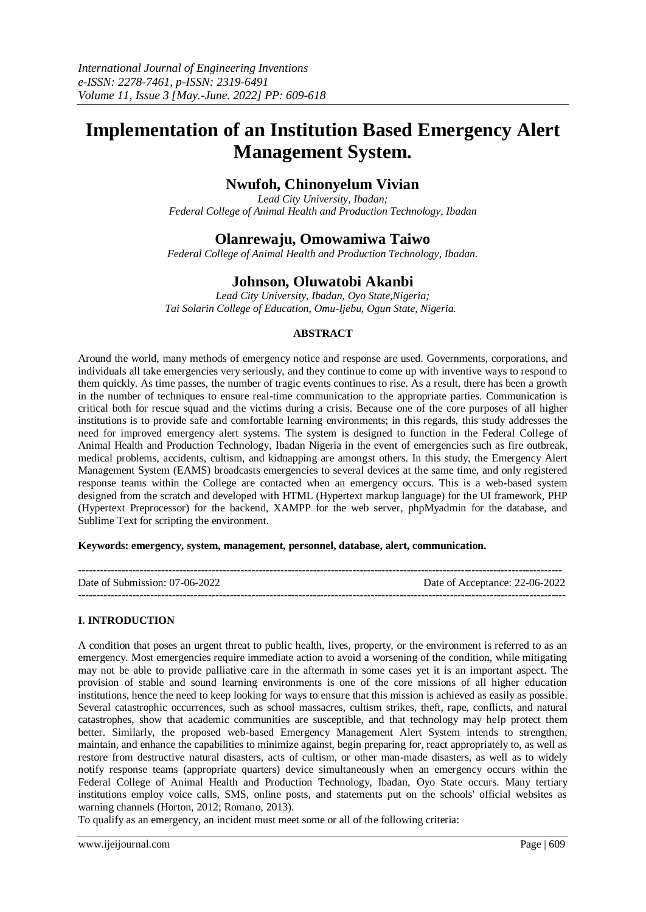# Implementation of an Institution Based Emergency Alert Management System.

## Nwufoh, Chinonyelum Vivian

*Lead City University, Ibadan;*
*Federal College of Animal Health and Production Technology, Ibadan*

## Olanrewaju, Omowamiwa Taiwo

*Federal College of Animal Health and Production Technology, Ibadan.*

## Johnson, Oluwatobi Akanbi

*Lead City University, Ibadan, Oyo State,Nigeria;*
*Tai Solarin College of Education, Omu-Ijebu, Ogun State, Nigeria.*

### ABSTRACT

Around the world, many methods of emergency notice and response are used. Governments, corporations, and individuals all take emergencies very seriously, and they continue to come up with inventive ways to respond to them quickly. As time passes, the number of tragic events continues to rise. As a result, there has been a growth in the number of techniques to ensure real-time communication to the appropriate parties. Communication is critical both for rescue squad and the victims during a crisis. Because one of the core purposes of all higher institutions is to provide safe and comfortable learning environments; in this regards, this study addresses the need for improved emergency alert systems. The system is designed to function in the Federal College of Animal Health and Production Technology, Ibadan Nigeria in the event of emergencies such as fire outbreak, medical problems, accidents, cultism, and kidnapping are amongst others. In this study, the Emergency Alert Management System (EAMS) broadcasts emergencies to several devices at the same time, and only registered response teams within the College are contacted when an emergency occurs. This is a web-based system designed from the scratch and developed with HTML (Hypertext markup language) for the UI framework, PHP (Hypertext Preprocessor) for the backend, XAMPP for the web server, phpMyadmin for the database, and Sublime Text for scripting the environment.

**Keywords: emergency, system, management, personnel, database, alert, communication.**

---

Date of Submission: 07-06-2022 | Date of Acceptance: 22-06-2022

---

### I. INTRODUCTION

A condition that poses an urgent threat to public health, lives, property, or the environment is referred to as an emergency. Most emergencies require immediate action to avoid a worsening of the condition, while mitigating may not be able to provide palliative care in the aftermath in some cases yet it is an important aspect. The provision of stable and sound learning environments is one of the core missions of all higher education institutions, hence the need to keep looking for ways to ensure that this mission is achieved as easily as possible. Several catastrophic occurrences, such as school massacres, cultism strikes, theft, rape, conflicts, and natural catastrophes, show that academic communities are susceptible, and that technology may help protect them better. Similarly, the proposed web-based Emergency Management Alert System intends to strengthen, maintain, and enhance the capabilities to minimize against, begin preparing for, react appropriately to, as well as restore from destructive natural disasters, acts of cultism, or other man-made disasters, as well as to widely notify response teams (appropriate quarters) device simultaneously when an emergency occurs within the Federal College of Animal Health and Production Technology, Ibadan, Oyo State occurs. Many tertiary institutions employ voice calls, SMS, online posts, and statements put on the schools' official websites as warning channels (Horton, 2012; Romano, 2013).

To qualify as an emergency, an incident must meet some or all of the following criteria: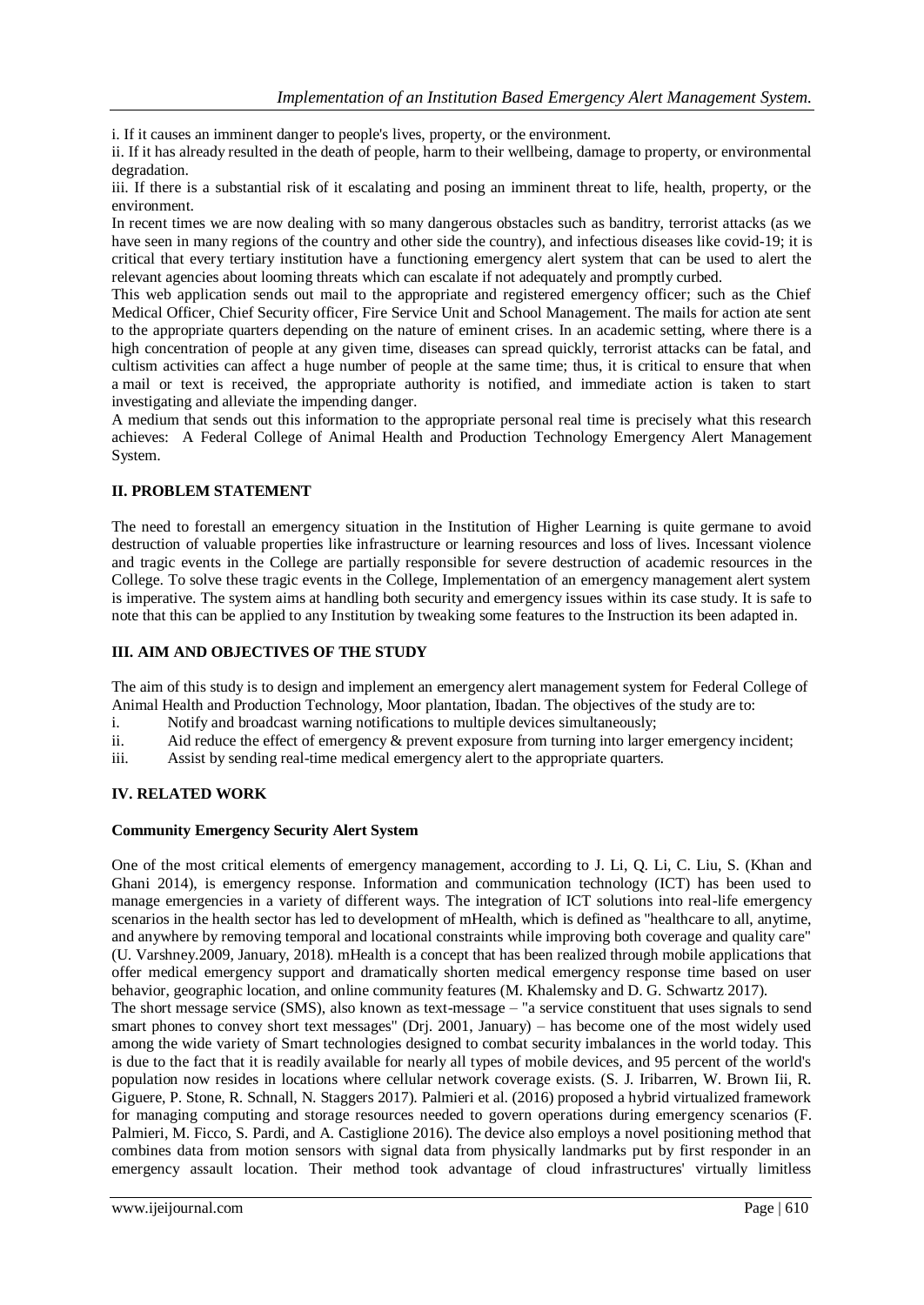i. If it causes an imminent danger to people's lives, property, or the environment.

ii. If it has already resulted in the death of people, harm to their wellbeing, damage to property, or environmental degradation.

iii. If there is a substantial risk of it escalating and posing an imminent threat to life, health, property, or the environment.

In recent times we are now dealing with so many dangerous obstacles such as banditry, terrorist attacks (as we have seen in many regions of the country and other side the country), and infectious diseases like covid-19; it is critical that every tertiary institution have a functioning emergency alert system that can be used to alert the relevant agencies about looming threats which can escalate if not adequately and promptly curbed.

This web application sends out mail to the appropriate and registered emergency officer; such as the Chief Medical Officer, Chief Security officer, Fire Service Unit and School Management. The mails for action ate sent to the appropriate quarters depending on the nature of eminent crises. In an academic setting, where there is a high concentration of people at any given time, diseases can spread quickly, terrorist attacks can be fatal, and cultism activities can affect a huge number of people at the same time; thus, it is critical to ensure that when a mail or text is received, the appropriate authority is notified, and immediate action is taken to start investigating and alleviate the impending danger.

A medium that sends out this information to the appropriate personal real time is precisely what this research achieves: A Federal College of Animal Health and Production Technology Emergency Alert Management System.

## II. PROBLEM STATEMENT

The need to forestall an emergency situation in the Institution of Higher Learning is quite germane to avoid destruction of valuable properties like infrastructure or learning resources and loss of lives. Incessant violence and tragic events in the College are partially responsible for severe destruction of academic resources in the College. To solve these tragic events in the College, Implementation of an emergency management alert system is imperative. The system aims at handling both security and emergency issues within its case study. It is safe to note that this can be applied to any Institution by tweaking some features to the Instruction its been adapted in.

## III. AIM AND OBJECTIVES OF THE STUDY

The aim of this study is to design and implement an emergency alert management system for Federal College of Animal Health and Production Technology, Moor plantation, Ibadan. The objectives of the study are to:

i. Notify and broadcast warning notifications to multiple devices simultaneously;

ii. Aid reduce the effect of emergency & prevent exposure from turning into larger emergency incident;

iii. Assist by sending real-time medical emergency alert to the appropriate quarters.

## IV. RELATED WORK

### Community Emergency Security Alert System

One of the most critical elements of emergency management, according to J. Li, Q. Li, C. Liu, S. (Khan and Ghani 2014), is emergency response. Information and communication technology (ICT) has been used to manage emergencies in a variety of different ways. The integration of ICT solutions into real-life emergency scenarios in the health sector has led to development of mHealth, which is defined as "healthcare to all, anytime, and anywhere by removing temporal and locational constraints while improving both coverage and quality care" (U. Varshney.2009, January, 2018). mHealth is a concept that has been realized through mobile applications that offer medical emergency support and dramatically shorten medical emergency response time based on user behavior, geographic location, and online community features (M. Khalemsky and D. G. Schwartz 2017).

The short message service (SMS), also known as text-message – "a service constituent that uses signals to send smart phones to convey short text messages" (Drj. 2001, January) – has become one of the most widely used among the wide variety of Smart technologies designed to combat security imbalances in the world today. This is due to the fact that it is readily available for nearly all types of mobile devices, and 95 percent of the world's population now resides in locations where cellular network coverage exists. (S. J. Iribarren, W. Brown Iii, R. Giguere, P. Stone, R. Schnall, N. Staggers 2017). Palmieri et al. (2016) proposed a hybrid virtualized framework for managing computing and storage resources needed to govern operations during emergency scenarios (F. Palmieri, M. Ficco, S. Pardi, and A. Castiglione 2016). The device also employs a novel positioning method that combines data from motion sensors with signal data from physically landmarks put by first responder in an emergency assault location. Their method took advantage of cloud infrastructures' virtually limitless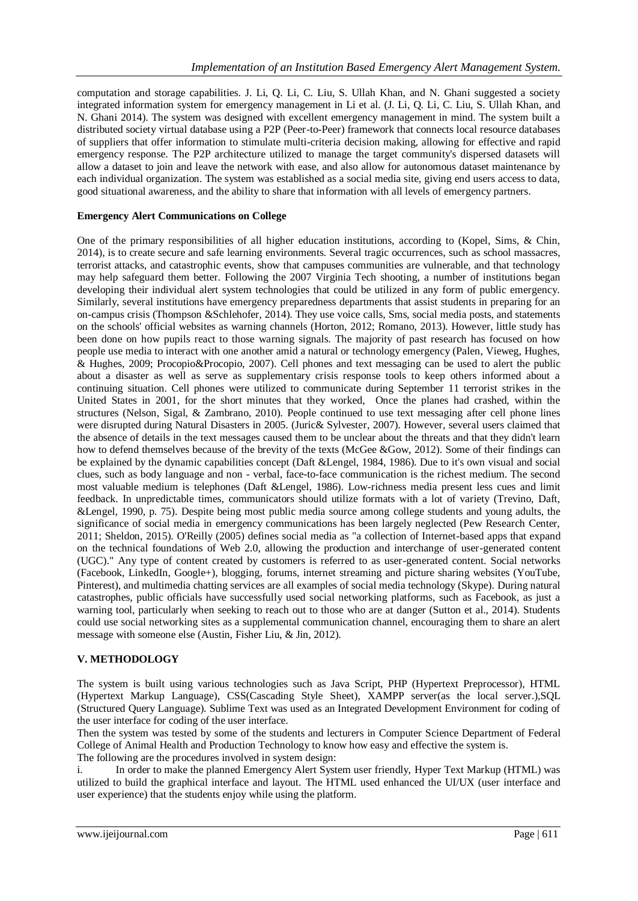computation and storage capabilities. J. Li, Q. Li, C. Liu, S. Ullah Khan, and N. Ghani suggested a society integrated information system for emergency management in Li et al. (J. Li, Q. Li, C. Liu, S. Ullah Khan, and N. Ghani 2014). The system was designed with excellent emergency management in mind. The system built a distributed society virtual database using a P2P (Peer-to-Peer) framework that connects local resource databases of suppliers that offer information to stimulate multi-criteria decision making, allowing for effective and rapid emergency response. The P2P architecture utilized to manage the target community's dispersed datasets will allow a dataset to join and leave the network with ease, and also allow for autonomous dataset maintenance by each individual organization. The system was established as a social media site, giving end users access to data, good situational awareness, and the ability to share that information with all levels of emergency partners.

**Emergency Alert Communications on College**

One of the primary responsibilities of all higher education institutions, according to (Kopel, Sims, & Chin, 2014), is to create secure and safe learning environments. Several tragic occurrences, such as school massacres, terrorist attacks, and catastrophic events, show that campuses communities are vulnerable, and that technology may help safeguard them better. Following the 2007 Virginia Tech shooting, a number of institutions began developing their individual alert system technologies that could be utilized in any form of public emergency. Similarly, several institutions have emergency preparedness departments that assist students in preparing for an on-campus crisis (Thompson &Schlehofer, 2014). They use voice calls, Sms, social media posts, and statements on the schools' official websites as warning channels (Horton, 2012; Romano, 2013). However, little study has been done on how pupils react to those warning signals. The majority of past research has focused on how people use media to interact with one another amid a natural or technology emergency (Palen, Vieweg, Hughes, & Hughes, 2009; Procopio&Procopio, 2007). Cell phones and text messaging can be used to alert the public about a disaster as well as serve as supplementary crisis response tools to keep others informed about a continuing situation. Cell phones were utilized to communicate during September 11 terrorist strikes in the United States in 2001, for the short minutes that they worked, Once the planes had crashed, within the structures (Nelson, Sigal, & Zambrano, 2010). People continued to use text messaging after cell phone lines were disrupted during Natural Disasters in 2005. (Juric& Sylvester, 2007). However, several users claimed that the absence of details in the text messages caused them to be unclear about the threats and that they didn't learn how to defend themselves because of the brevity of the texts (McGee &Gow, 2012). Some of their findings can be explained by the dynamic capabilities concept (Daft &Lengel, 1984, 1986). Due to it's own visual and social clues, such as body language and non - verbal, face-to-face communication is the richest medium. The second most valuable medium is telephones (Daft &Lengel, 1986). Low-richness media present less cues and limit feedback. In unpredictable times, communicators should utilize formats with a lot of variety (Trevino, Daft, &Lengel, 1990, p. 75). Despite being most public media source among college students and young adults, the significance of social media in emergency communications has been largely neglected (Pew Research Center, 2011; Sheldon, 2015). O'Reilly (2005) defines social media as "a collection of Internet-based apps that expand on the technical foundations of Web 2.0, allowing the production and interchange of user-generated content (UGC)." Any type of content created by customers is referred to as user-generated content. Social networks (Facebook, LinkedIn, Google+), blogging, forums, internet streaming and picture sharing websites (YouTube, Pinterest), and multimedia chatting services are all examples of social media technology (Skype). During natural catastrophes, public officials have successfully used social networking platforms, such as Facebook, as just a warning tool, particularly when seeking to reach out to those who are at danger (Sutton et al., 2014). Students could use social networking sites as a supplemental communication channel, encouraging them to share an alert message with someone else (Austin, Fisher Liu, & Jin, 2012).

## V. METHODOLOGY

The system is built using various technologies such as Java Script, PHP (Hypertext Preprocessor), HTML (Hypertext Markup Language), CSS(Cascading Style Sheet), XAMPP server(as the local server.),SQL (Structured Query Language). Sublime Text was used as an Integrated Development Environment for coding of the user interface for coding of the user interface.

Then the system was tested by some of the students and lecturers in Computer Science Department of Federal College of Animal Health and Production Technology to know how easy and effective the system is.

The following are the procedures involved in system design:

i. In order to make the planned Emergency Alert System user friendly, Hyper Text Markup (HTML) was utilized to build the graphical interface and layout. The HTML used enhanced the UI/UX (user interface and user experience) that the students enjoy while using the platform.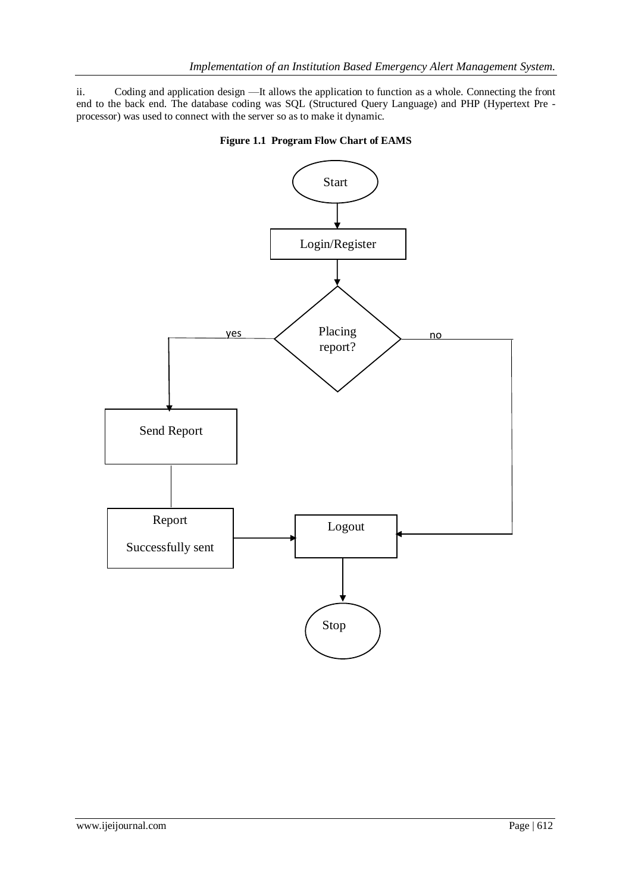ii. Coding and application design —It allows the application to function as a whole. Connecting the front end to the back end. The database coding was SQL (Structured Query Language) and PHP (Hypertext Pre - processor) was used to connect with the server so as to make it dynamic.

**Figure 1.1 Program Flow Chart of EAMS**

Start

Login/Register

Placing report?

yes

no

Send Report

Report

Successfully sent

Logout

Stop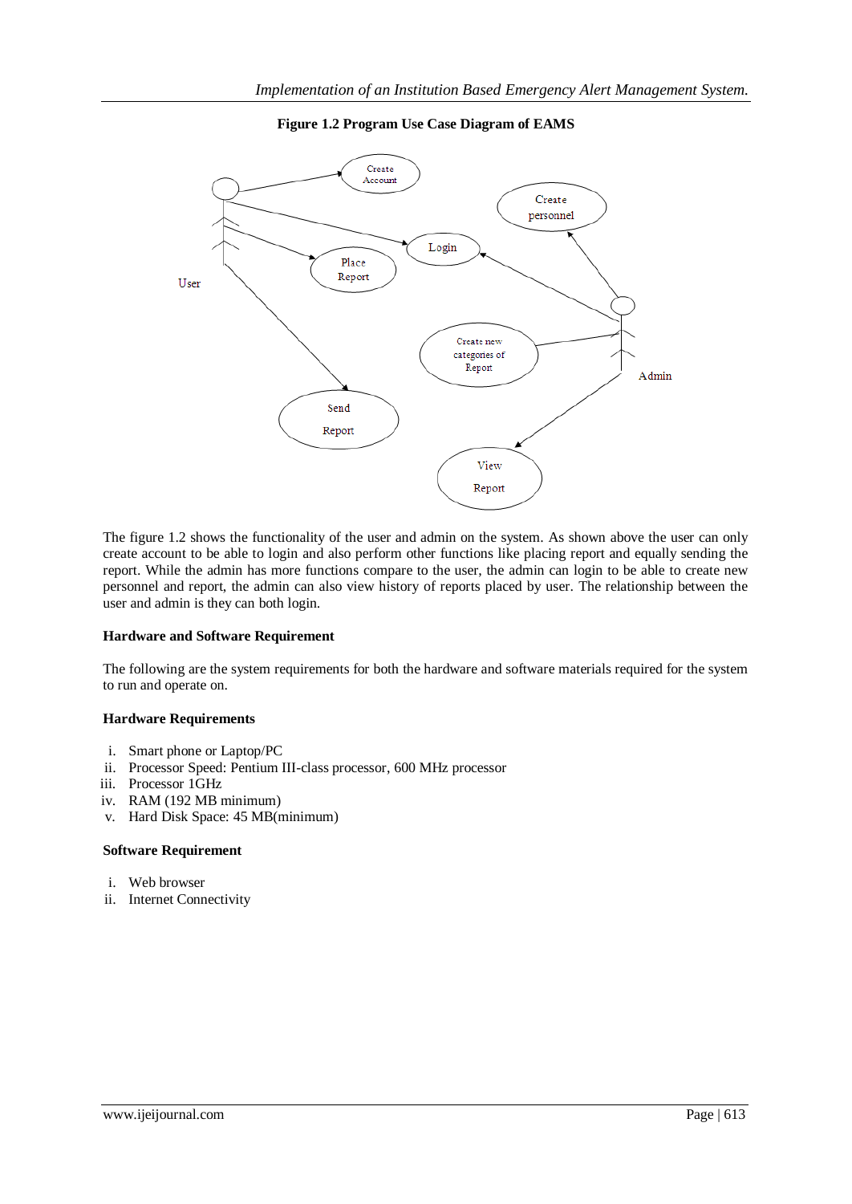**Figure 1.2 Program Use Case Diagram of EAMS**

The figure 1.2 shows the functionality of the user and admin on the system. As shown above the user can only create account to be able to login and also perform other functions like placing report and equally sending the report. While the admin has more functions compare to the user, the admin can login to be able to create new personnel and report, the admin can also view history of reports placed by user. The relationship between the user and admin is they can both login.

### Hardware and Software Requirement

The following are the system requirements for both the hardware and software materials required for the system to run and operate on.

### Hardware Requirements

i. Smart phone or Laptop/PC
ii. Processor Speed: Pentium III-class processor, 600 MHz processor
iii. Processor 1GHz
iv. RAM (192 MB minimum)
v. Hard Disk Space: 45 MB(minimum)

### Software Requirement

i. Web browser
ii. Internet Connectivity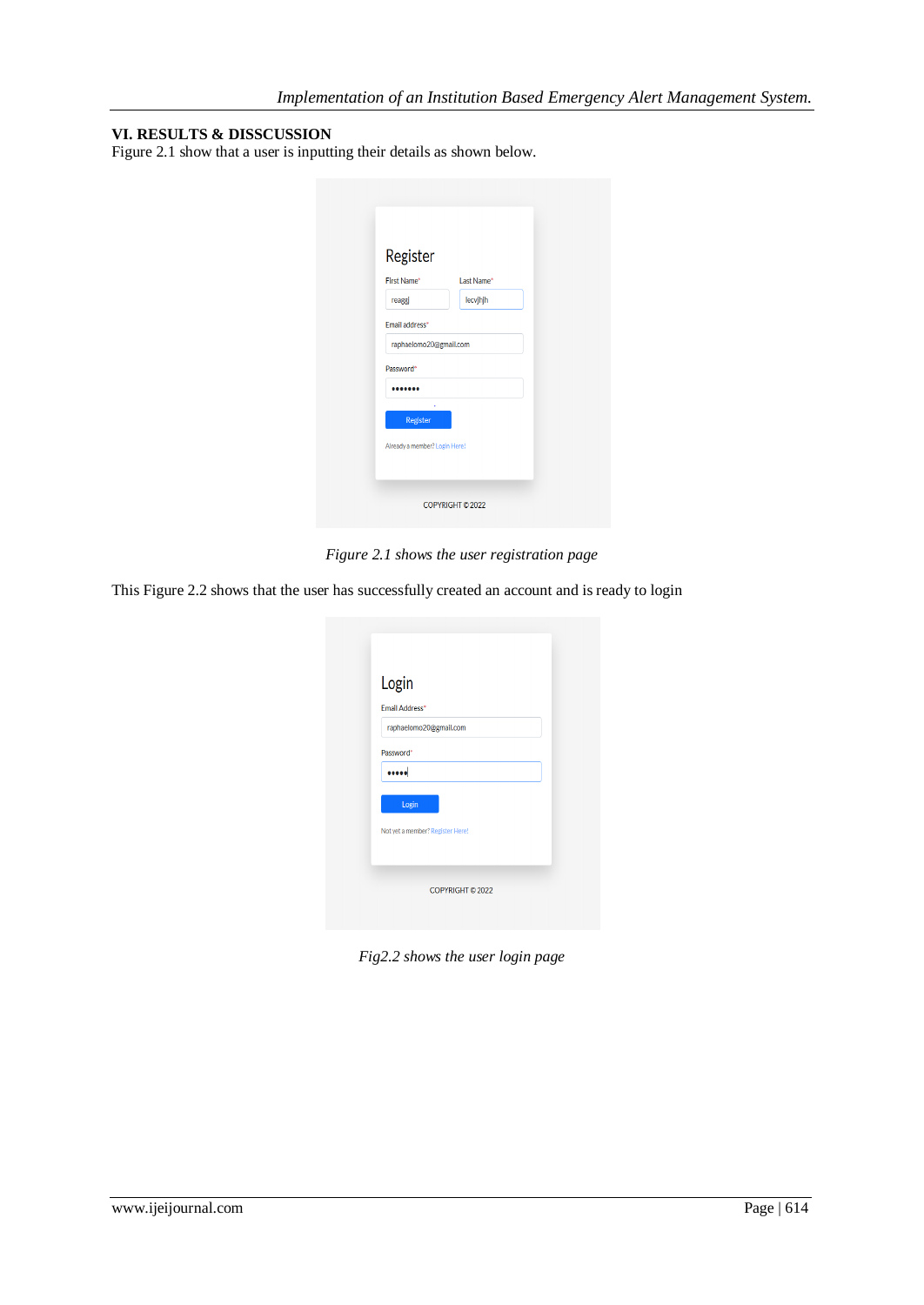## VI. RESULTS & DISSCUSSION

Figure 2.1 show that a user is inputting their details as shown below.

*Figure 2.1 shows the user registration page*

This Figure 2.2 shows that the user has successfully created an account and is ready to login

*Fig2.2 shows the user login page*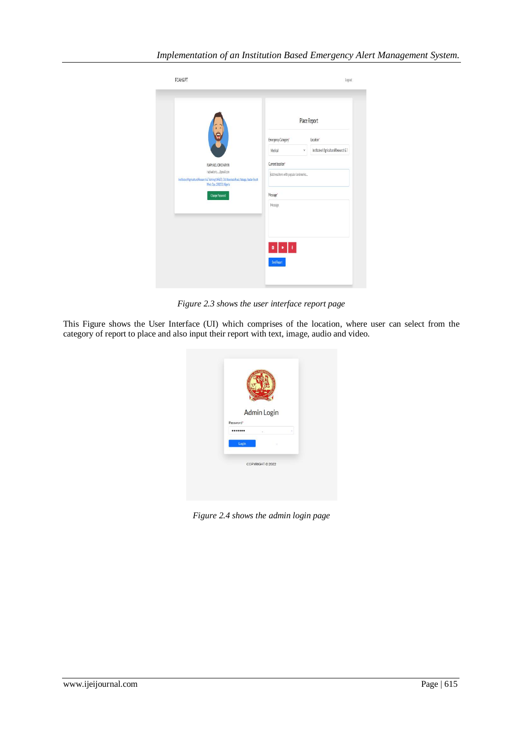*Figure 2.3 shows the user interface report page*

This Figure shows the User Interface (UI) which comprises of the location, where user can select from the category of report to place and also input their report with text, image, audio and video.

*Figure 2.4 shows the admin login page*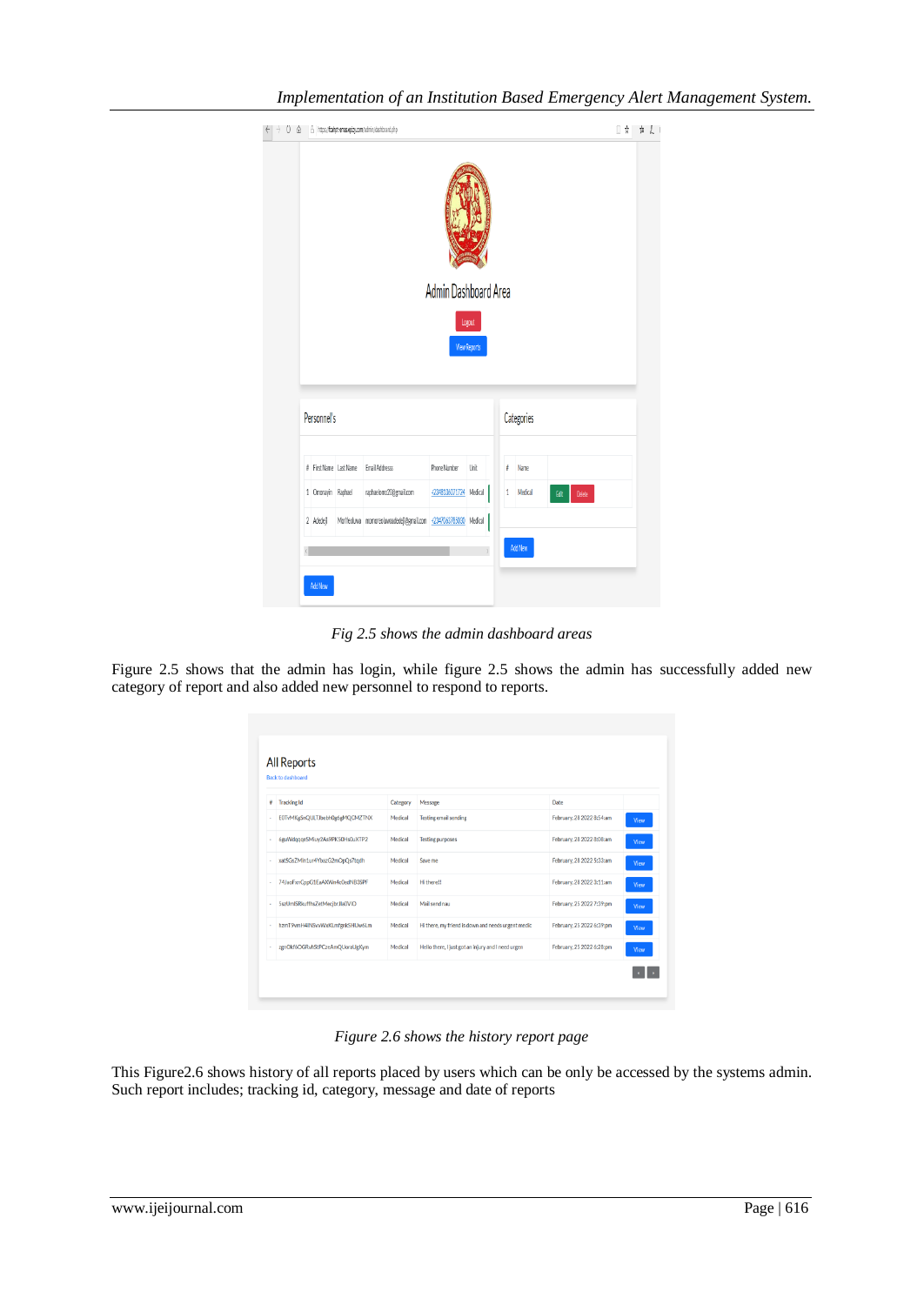*Fig 2.5 shows the admin dashboard areas*

Figure 2.5 shows that the admin has login, while figure 2.5 shows the admin has successfully added new category of report and also added new personnel to respond to reports.

*Figure 2.6 shows the history report page*

This Figure2.6 shows history of all reports placed by users which can be only be accessed by the systems admin. Such report includes; tracking id, category, message and date of reports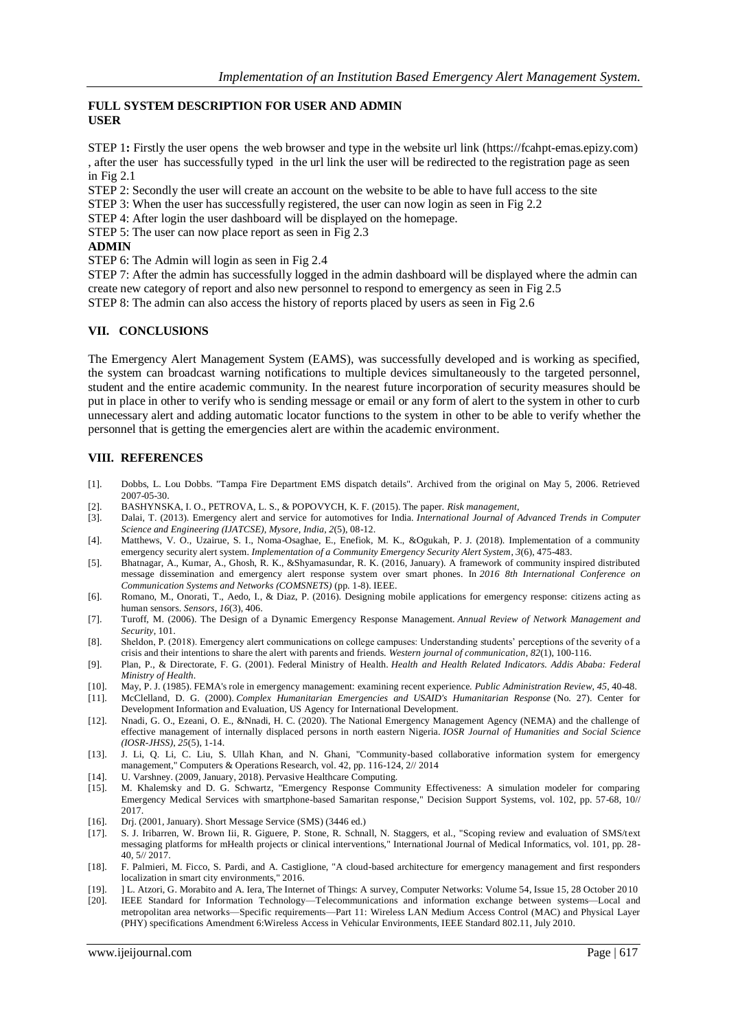## FULL SYSTEM DESCRIPTION FOR USER AND ADMIN

### USER

STEP 1**:** Firstly the user opens the web browser and type in the website url link (https://fcahpt-emas.epizy.com) , after the user has successfully typed in the url link the user will be redirected to the registration page as seen in Fig 2.1

STEP 2: Secondly the user will create an account on the website to be able to have full access to the site

STEP 3: When the user has successfully registered, the user can now login as seen in Fig 2.2

STEP 4: After login the user dashboard will be displayed on the homepage.

STEP 5: The user can now place report as seen in Fig 2.3

### ADMIN

STEP 6: The Admin will login as seen in Fig 2.4

STEP 7: After the admin has successfully logged in the admin dashboard will be displayed where the admin can create new category of report and also new personnel to respond to emergency as seen in Fig 2.5

STEP 8: The admin can also access the history of reports placed by users as seen in Fig 2.6

## VII. CONCLUSIONS

The Emergency Alert Management System (EAMS), was successfully developed and is working as specified, the system can broadcast warning notifications to multiple devices simultaneously to the targeted personnel, student and the entire academic community. In the nearest future incorporation of security measures should be put in place in other to verify who is sending message or email or any form of alert to the system in other to curb unnecessary alert and adding automatic locator functions to the system in other to be able to verify whether the personnel that is getting the emergencies alert are within the academic environment.

## VIII. REFERENCES

[1]. Dobbs, L. Lou Dobbs. "Tampa Fire Department EMS dispatch details". Archived from the original on May 5, 2006. Retrieved 2007-05-30.

[2]. BASHYNSKA, I. O., PETROVA, L. S., & POPOVYCH, K. F. (2015). The paper. *Risk management*,

[3]. Dalai, T. (2013). Emergency alert and service for automotives for India. *International Journal of Advanced Trends in Computer Science and Engineering (IJATCSE), Mysore, India*, *2*(5), 08-12.

[4]. Matthews, V. O., Uzairue, S. I., Noma-Osaghae, E., Enefiok, M. K., &Ogukah, P. J. (2018). Implementation of a community emergency security alert system. *Implementation of a Community Emergency Security Alert System*, *3*(6), 475-483.

[5]. Bhatnagar, A., Kumar, A., Ghosh, R. K., &Shyamasundar, R. K. (2016, January). A framework of community inspired distributed message dissemination and emergency alert response system over smart phones. In *2016 8th International Conference on Communication Systems and Networks (COMSNETS)* (pp. 1-8). IEEE.

[6]. Romano, M., Onorati, T., Aedo, I., & Diaz, P. (2016). Designing mobile applications for emergency response: citizens acting as human sensors. *Sensors*, *16*(3), 406.

[7]. Turoff, M. (2006). The Design of a Dynamic Emergency Response Management. *Annual Review of Network Management and Security*, 101.

[8]. Sheldon, P. (2018). Emergency alert communications on college campuses: Understanding students' perceptions of the severity of a crisis and their intentions to share the alert with parents and friends. *Western journal of communication*, *82*(1), 100-116.

[9]. Plan, P., & Directorate, F. G. (2001). Federal Ministry of Health. *Health and Health Related Indicators. Addis Ababa: Federal Ministry of Health*.

[10]. May, P. J. (1985). FEMA's role in emergency management: examining recent experience. *Public Administration Review*, *45*, 40-48.

[11]. McClelland, D. G. (2000). *Complex Humanitarian Emergencies and USAID's Humanitarian Response* (No. 27). Center for Development Information and Evaluation, US Agency for International Development.

[12]. Nnadi, G. O., Ezeani, O. E., &Nnadi, H. C. (2020). The National Emergency Management Agency (NEMA) and the challenge of effective management of internally displaced persons in north eastern Nigeria. *IOSR Journal of Humanities and Social Science (IOSR-JHSS)*, *25*(5), 1-14.

[13]. J. Li, Q. Li, C. Liu, S. Ullah Khan, and N. Ghani, "Community-based collaborative information system for emergency management," Computers & Operations Research, vol. 42, pp. 116-124, 2// 2014

[14]. U. Varshney. (2009, January, 2018). Pervasive Healthcare Computing.

[15]. M. Khalemsky and D. G. Schwartz, "Emergency Response Community Effectiveness: A simulation modeler for comparing Emergency Medical Services with smartphone-based Samaritan response," Decision Support Systems, vol. 102, pp. 57-68, 10// 2017.

[16]. Drj. (2001, January). Short Message Service (SMS) (3446 ed.)

[17]. S. J. Iribarren, W. Brown Iii, R. Giguere, P. Stone, R. Schnall, N. Staggers, et al., "Scoping review and evaluation of SMS/text messaging platforms for mHealth projects or clinical interventions," International Journal of Medical Informatics, vol. 101, pp. 28-40, 5// 2017.

[18]. F. Palmieri, M. Ficco, S. Pardi, and A. Castiglione, "A cloud-based architecture for emergency management and first responders localization in smart city environments," 2016.

[19]. ] L. Atzori, G. Morabito and A. Iera, The Internet of Things: A survey, Computer Networks: Volume 54, Issue 15, 28 October 2010

[20]. IEEE Standard for Information Technology—Telecommunications and information exchange between systems—Local and metropolitan area networks—Specific requirements—Part 11: Wireless LAN Medium Access Control (MAC) and Physical Layer (PHY) specifications Amendment 6:Wireless Access in Vehicular Environments, IEEE Standard 802.11, July 2010.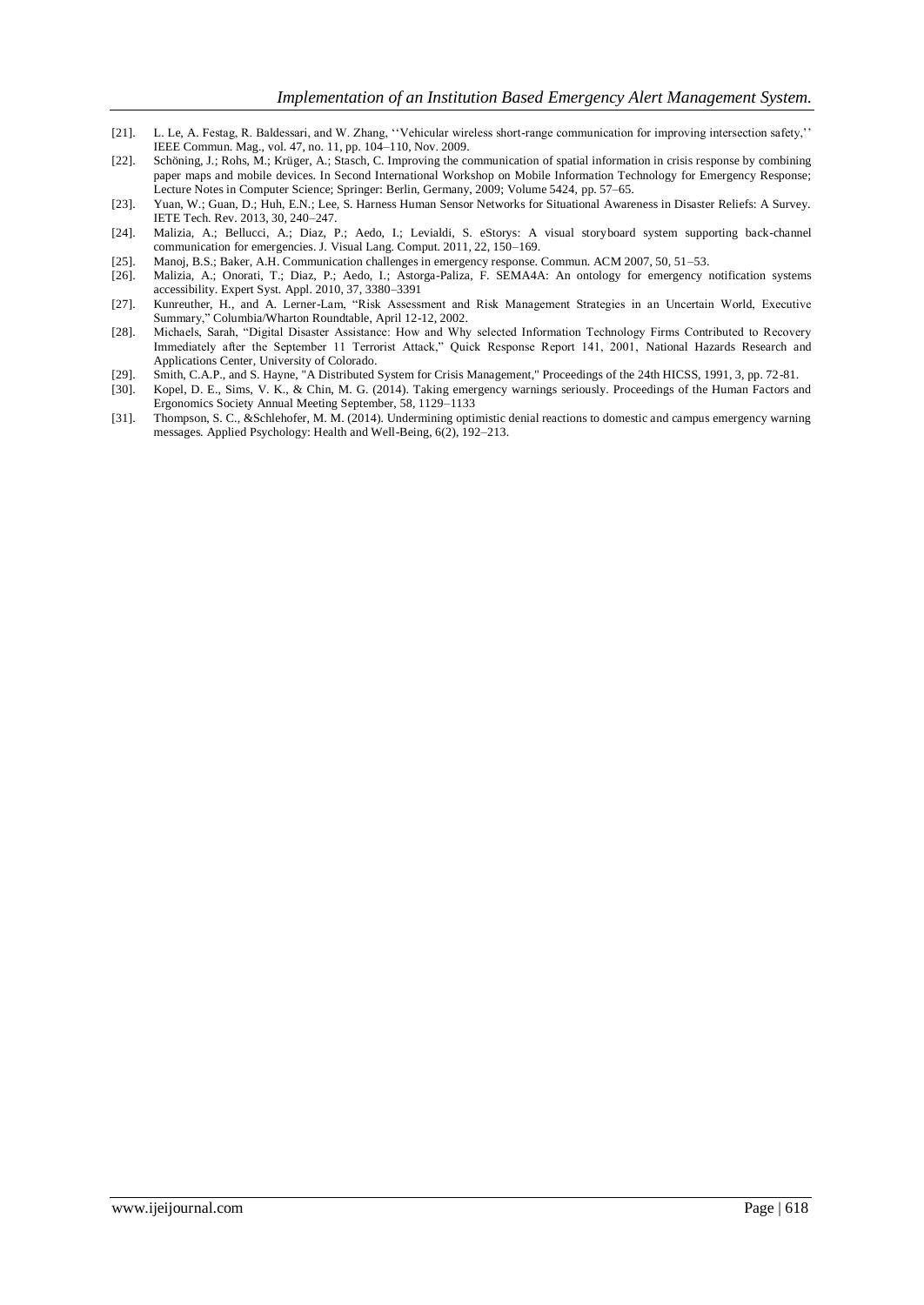[21]. L. Le, A. Festag, R. Baldessari, and W. Zhang, ''Vehicular wireless short-range communication for improving intersection safety,'' IEEE Commun. Mag., vol. 47, no. 11, pp. 104–110, Nov. 2009.

[22]. Schöning, J.; Rohs, M.; Krüger, A.; Stasch, C. Improving the communication of spatial information in crisis response by combining paper maps and mobile devices. In Second International Workshop on Mobile Information Technology for Emergency Response; Lecture Notes in Computer Science; Springer: Berlin, Germany, 2009; Volume 5424, pp. 57–65.

[23]. Yuan, W.; Guan, D.; Huh, E.N.; Lee, S. Harness Human Sensor Networks for Situational Awareness in Disaster Reliefs: A Survey. IETE Tech. Rev. 2013, 30, 240–247.

[24]. Malizia, A.; Bellucci, A.; Diaz, P.; Aedo, I.; Levialdi, S. eStorys: A visual storyboard system supporting back-channel communication for emergencies. J. Visual Lang. Comput. 2011, 22, 150–169.

[25]. Manoj, B.S.; Baker, A.H. Communication challenges in emergency response. Commun. ACM 2007, 50, 51–53.

[26]. Malizia, A.; Onorati, T.; Diaz, P.; Aedo, I.; Astorga-Paliza, F. SEMA4A: An ontology for emergency notification systems accessibility. Expert Syst. Appl. 2010, 37, 3380–3391

[27]. Kunreuther, H., and A. Lerner-Lam, "Risk Assessment and Risk Management Strategies in an Uncertain World, Executive Summary," Columbia/Wharton Roundtable, April 12-12, 2002.

[28]. Michaels, Sarah, "Digital Disaster Assistance: How and Why selected Information Technology Firms Contributed to Recovery Immediately after the September 11 Terrorist Attack," Quick Response Report 141, 2001, National Hazards Research and Applications Center, University of Colorado.

[29]. Smith, C.A.P., and S. Hayne, "A Distributed System for Crisis Management," Proceedings of the 24th HICSS, 1991, 3, pp. 72-81.

[30]. Kopel, D. E., Sims, V. K., & Chin, M. G. (2014). Taking emergency warnings seriously. Proceedings of the Human Factors and Ergonomics Society Annual Meeting September, 58, 1129–1133

[31]. Thompson, S. C., &Schlehofer, M. M. (2014). Undermining optimistic denial reactions to domestic and campus emergency warning messages. Applied Psychology: Health and Well-Being, 6(2), 192–213.